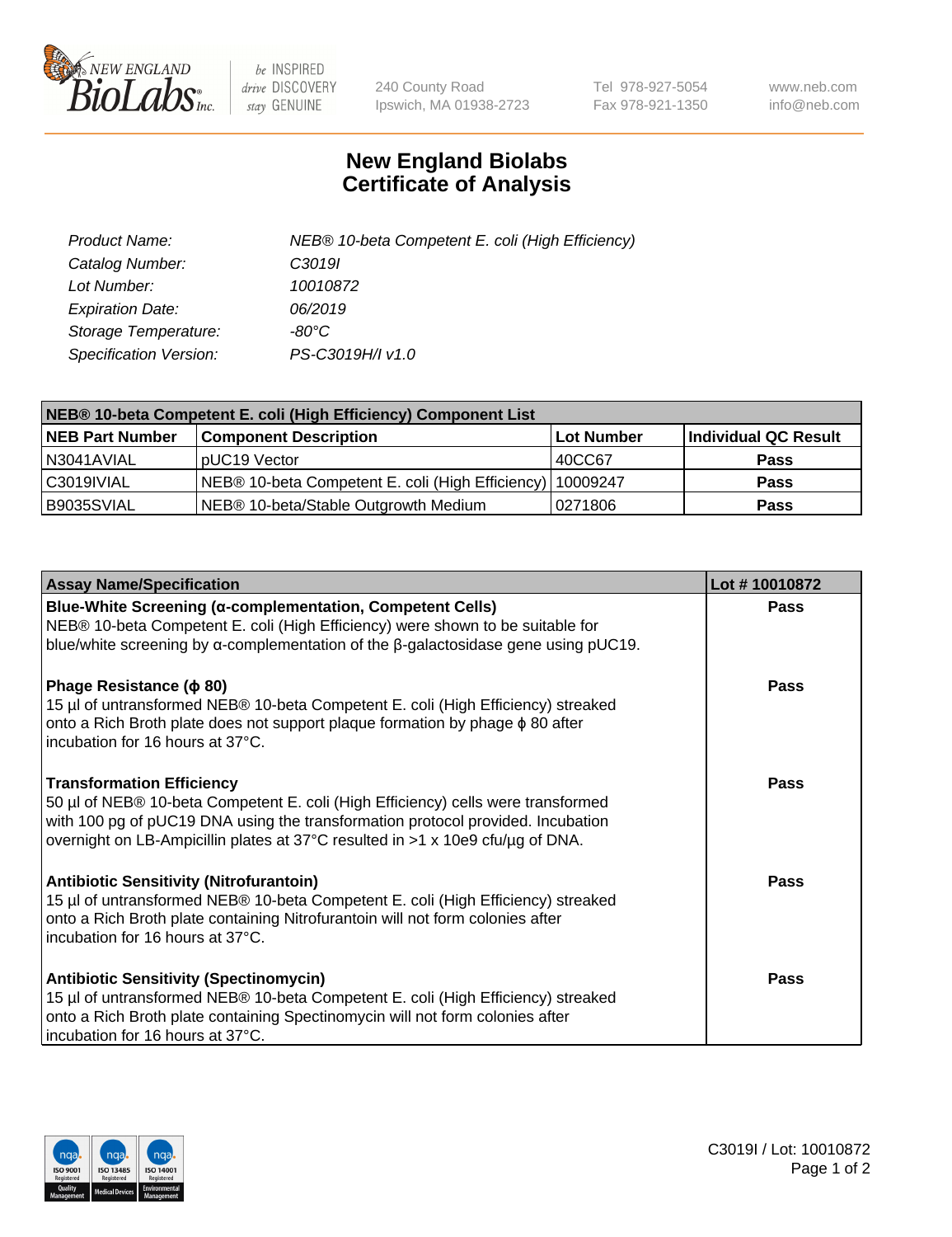New England BioLabs Inc. — be INSPIRED drive DISCOVERY stay GENUINE

240 County Road
Ipswich, MA 01938-2723

Tel 978-927-5054
Fax 978-921-1350

www.neb.com
info@neb.com

# New England Biolabs
# Certificate of Analysis

| | |
|---|---|
| *Product Name:* | *NEB® 10-beta Competent E. coli (High Efficiency)* |
| *Catalog Number:* | *C3019I* |
| *Lot Number:* | *10010872* |
| *Expiration Date:* | *06/2019* |
| *Storage Temperature:* | *-80°C* |
| *Specification Version:* | *PS-C3019H/I v1.0* |

| NEB® 10-beta Competent E. coli (High Efficiency) Component List | | | |
|---|---|---|---|
| **NEB Part Number** | **Component Description** | **Lot Number** | **Individual QC Result** |
| N3041AVIAL | pUC19 Vector | 40CC67 | **Pass** |
| C3019IVIAL | NEB® 10-beta Competent E. coli (High Efficiency) | 10009247 | **Pass** |
| B9035SVIAL | NEB® 10-beta/Stable Outgrowth Medium | 0271806 | **Pass** |

| Assay Name/Specification | Lot # 10010872 |
|---|---|
| **Blue-White Screening (α-complementation, Competent Cells)**<br>NEB® 10-beta Competent E. coli (High Efficiency) were shown to be suitable for blue/white screening by α-complementation of the β-galactosidase gene using pUC19. | **Pass** |
| **Phage Resistance (ϕ 80)**<br>15 µl of untransformed NEB® 10-beta Competent E. coli (High Efficiency) streaked onto a Rich Broth plate does not support plaque formation by phage ϕ 80 after incubation for 16 hours at 37°C. | **Pass** |
| **Transformation Efficiency**<br>50 µl of NEB® 10-beta Competent E. coli (High Efficiency) cells were transformed with 100 pg of pUC19 DNA using the transformation protocol provided. Incubation overnight on LB-Ampicillin plates at 37°C resulted in >1 x 10e9 cfu/µg of DNA. | **Pass** |
| **Antibiotic Sensitivity (Nitrofurantoin)**<br>15 µl of untransformed NEB® 10-beta Competent E. coli (High Efficiency) streaked onto a Rich Broth plate containing Nitrofurantoin will not form colonies after incubation for 16 hours at 37°C. | **Pass** |
| **Antibiotic Sensitivity (Spectinomycin)**<br>15 µl of untransformed NEB® 10-beta Competent E. coli (High Efficiency) streaked onto a Rich Broth plate containing Spectinomycin will not form colonies after incubation for 16 hours at 37°C. | **Pass** |

ISO 9001 Registered Quality Management | ISO 13485 Registered Medical Devices | ISO 14001 Registered Environmental Management

C3019I / Lot: 10010872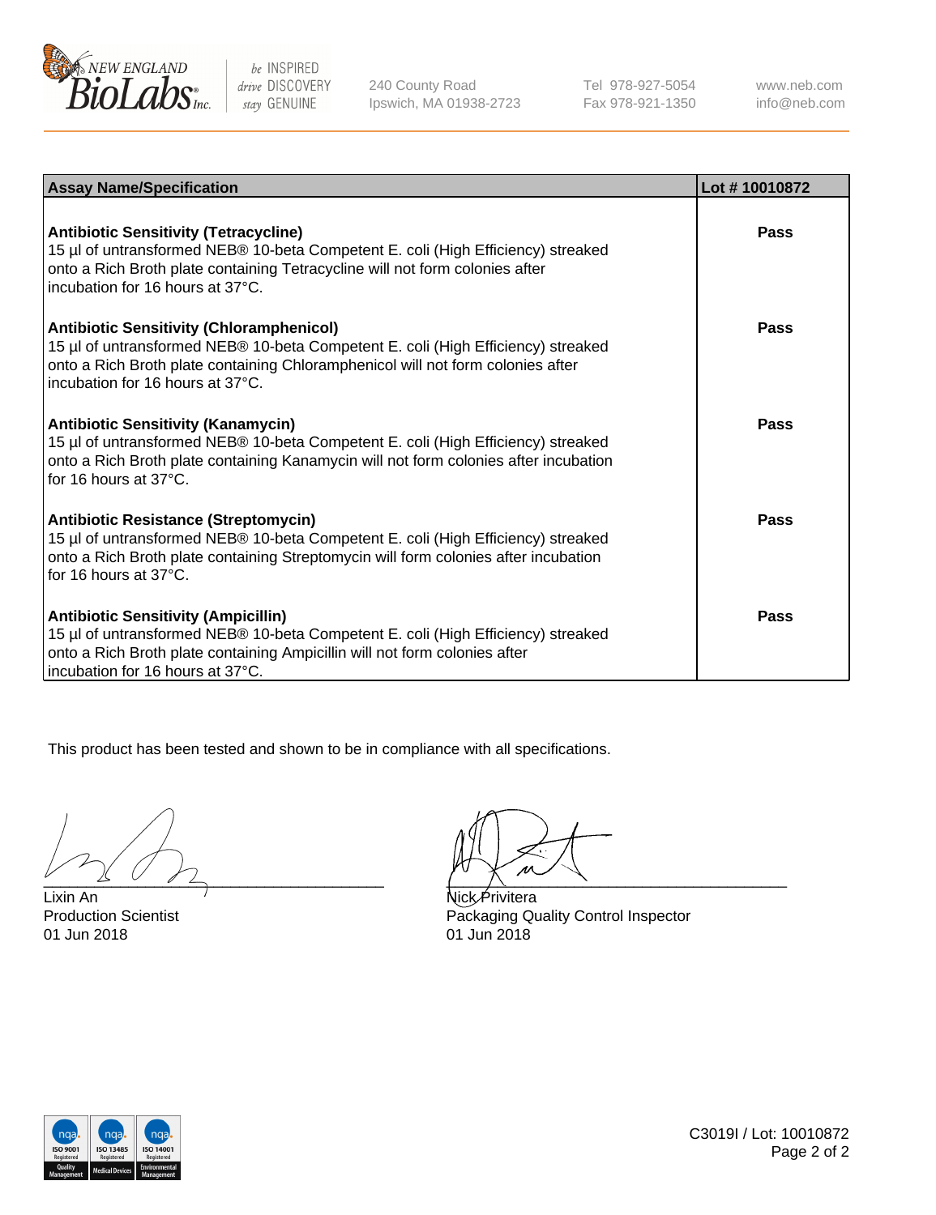| Assay Name/Specification | Lot # 10010872 |
| --- | --- |
| **Antibiotic Sensitivity (Tetracycline)**<br>15 µl of untransformed NEB® 10-beta Competent E. coli (High Efficiency) streaked onto a Rich Broth plate containing Tetracycline will not form colonies after incubation for 16 hours at 37°C. | **Pass** |
| **Antibiotic Sensitivity (Chloramphenicol)**<br>15 µl of untransformed NEB® 10-beta Competent E. coli (High Efficiency) streaked onto a Rich Broth plate containing Chloramphenicol will not form colonies after incubation for 16 hours at 37°C. | **Pass** |
| **Antibiotic Sensitivity (Kanamycin)**<br>15 µl of untransformed NEB® 10-beta Competent E. coli (High Efficiency) streaked onto a Rich Broth plate containing Kanamycin will not form colonies after incubation for 16 hours at 37°C. | **Pass** |
| **Antibiotic Resistance (Streptomycin)**<br>15 µl of untransformed NEB® 10-beta Competent E. coli (High Efficiency) streaked onto a Rich Broth plate containing Streptomycin will form colonies after incubation for 16 hours at 37°C. | **Pass** |
| **Antibiotic Sensitivity (Ampicillin)**<br>15 µl of untransformed NEB® 10-beta Competent E. coli (High Efficiency) streaked onto a Rich Broth plate containing Ampicillin will not form colonies after incubation for 16 hours at 37°C. | **Pass** |

This product has been tested and shown to be in compliance with all specifications.

Lixin An
Production Scientist
01 Jun 2018

Nick Privitera
Packaging Quality Control Inspector
01 Jun 2018

C3019I / Lot: 10010872